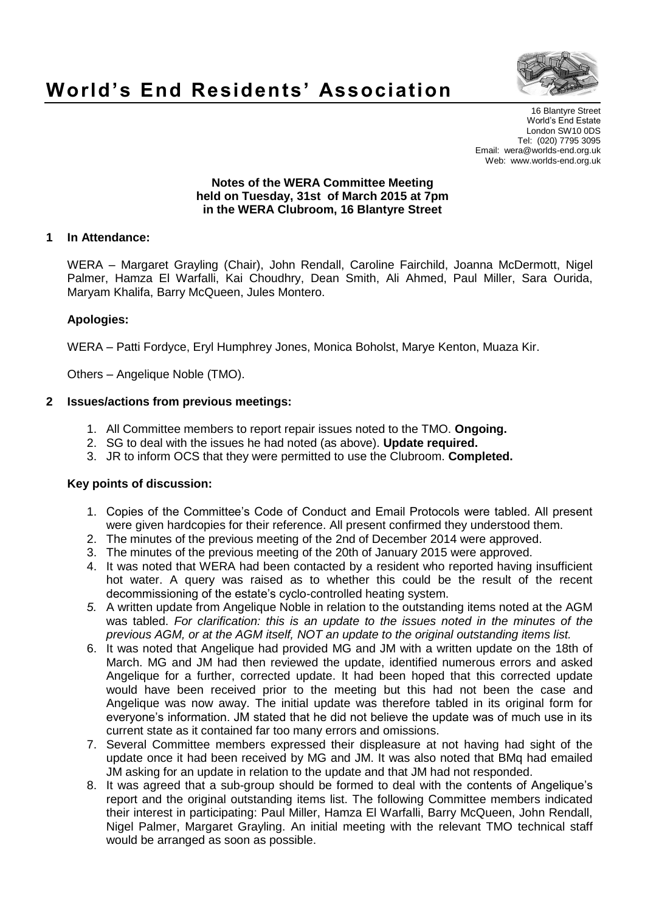# World's End Residents' Association

16 Blantyre Street
World's End Estate
London SW10 0DS
Tel: (020) 7795 3095
Email: wera@worlds-end.org.uk
Web: www.worlds-end.org.uk

**Notes of the WERA Committee Meeting**
**held on Tuesday, 31st of March 2015 at 7pm**
**in the WERA Clubroom, 16 Blantyre Street**

## 1 In Attendance:

WERA – Margaret Grayling (Chair), John Rendall, Caroline Fairchild, Joanna McDermott, Nigel Palmer, Hamza El Warfalli, Kai Choudhry, Dean Smith, Ali Ahmed, Paul Miller, Sara Ourida, Maryam Khalifa, Barry McQueen, Jules Montero.

### Apologies:

WERA – Patti Fordyce, Eryl Humphrey Jones, Monica Boholst, Marye Kenton, Muaza Kir.

Others – Angelique Noble (TMO).

## 2 Issues/actions from previous meetings:

1. All Committee members to report repair issues noted to the TMO. **Ongoing.**
2. SG to deal with the issues he had noted (as above). **Update required.**
3. JR to inform OCS that they were permitted to use the Clubroom. **Completed.**

### Key points of discussion:

1. Copies of the Committee's Code of Conduct and Email Protocols were tabled. All present were given hardcopies for their reference. All present confirmed they understood them.
2. The minutes of the previous meeting of the 2nd of December 2014 were approved.
3. The minutes of the previous meeting of the 20th of January 2015 were approved.
4. It was noted that WERA had been contacted by a resident who reported having insufficient hot water. A query was raised as to whether this could be the result of the recent decommissioning of the estate's cyclo-controlled heating system.
5. A written update from Angelique Noble in relation to the outstanding items noted at the AGM was tabled. *For clarification: this is an update to the issues noted in the minutes of the previous AGM, or at the AGM itself, NOT an update to the original outstanding items list.*
6. It was noted that Angelique had provided MG and JM with a written update on the 18th of March. MG and JM had then reviewed the update, identified numerous errors and asked Angelique for a further, corrected update. It had been hoped that this corrected update would have been received prior to the meeting but this had not been the case and Angelique was now away. The initial update was therefore tabled in its original form for everyone's information. JM stated that he did not believe the update was of much use in its current state as it contained far too many errors and omissions.
7. Several Committee members expressed their displeasure at not having had sight of the update once it had been received by MG and JM. It was also noted that BMq had emailed JM asking for an update in relation to the update and that JM had not responded.
8. It was agreed that a sub-group should be formed to deal with the contents of Angelique's report and the original outstanding items list. The following Committee members indicated their interest in participating: Paul Miller, Hamza El Warfalli, Barry McQueen, John Rendall, Nigel Palmer, Margaret Grayling. An initial meeting with the relevant TMO technical staff would be arranged as soon as possible.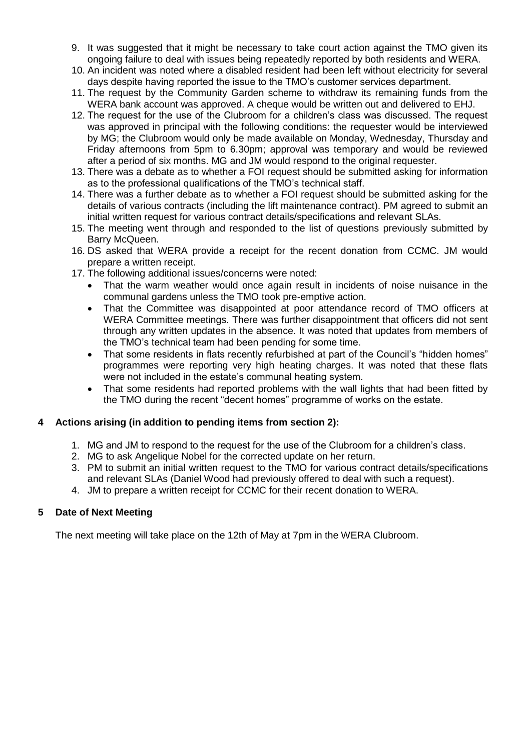9. It was suggested that it might be necessary to take court action against the TMO given its ongoing failure to deal with issues being repeatedly reported by both residents and WERA.
10. An incident was noted where a disabled resident had been left without electricity for several days despite having reported the issue to the TMO's customer services department.
11. The request by the Community Garden scheme to withdraw its remaining funds from the WERA bank account was approved. A cheque would be written out and delivered to EHJ.
12. The request for the use of the Clubroom for a children's class was discussed. The request was approved in principal with the following conditions: the requester would be interviewed by MG; the Clubroom would only be made available on Monday, Wednesday, Thursday and Friday afternoons from 5pm to 6.30pm; approval was temporary and would be reviewed after a period of six months. MG and JM would respond to the original requester.
13. There was a debate as to whether a FOI request should be submitted asking for information as to the professional qualifications of the TMO's technical staff.
14. There was a further debate as to whether a FOI request should be submitted asking for the details of various contracts (including the lift maintenance contract). PM agreed to submit an initial written request for various contract details/specifications and relevant SLAs.
15. The meeting went through and responded to the list of questions previously submitted by Barry McQueen.
16. DS asked that WERA provide a receipt for the recent donation from CCMC. JM would prepare a written receipt.
17. The following additional issues/concerns were noted:
    - That the warm weather would once again result in incidents of noise nuisance in the communal gardens unless the TMO took pre-emptive action.
    - That the Committee was disappointed at poor attendance record of TMO officers at WERA Committee meetings. There was further disappointment that officers did not sent through any written updates in the absence. It was noted that updates from members of the TMO's technical team had been pending for some time.
    - That some residents in flats recently refurbished at part of the Council's "hidden homes" programmes were reporting very high heating charges. It was noted that these flats were not included in the estate's communal heating system.
    - That some residents had reported problems with the wall lights that had been fitted by the TMO during the recent "decent homes" programme of works on the estate.

## 4 Actions arising (in addition to pending items from section 2):

1. MG and JM to respond to the request for the use of the Clubroom for a children's class.
2. MG to ask Angelique Nobel for the corrected update on her return.
3. PM to submit an initial written request to the TMO for various contract details/specifications and relevant SLAs (Daniel Wood had previously offered to deal with such a request).
4. JM to prepare a written receipt for CCMC for their recent donation to WERA.

## 5 Date of Next Meeting

The next meeting will take place on the 12th of May at 7pm in the WERA Clubroom.